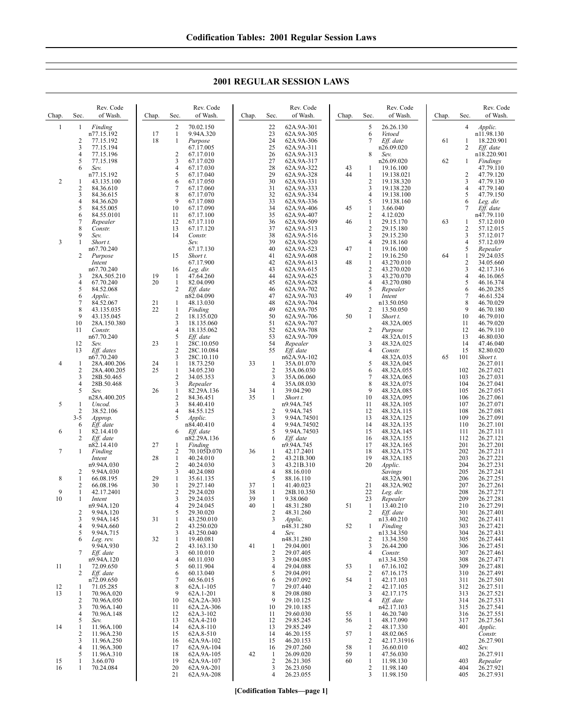# 2001 REGULAR SESSION LAWS

| Chap. | Sec. | Rev. Code of Wash. |
|---|---|---|
| 1 | 1 | *Finding* |
| | | n77.15.192 |
| | 2 | 77.15.192 |
| | 3 | 77.15.194 |
| | 4 | 77.15.196 |
| | 5 | 77.15.198 |
| | 6 | *Sev.* |
| | | n77.15.192 |
| 2 | 1 | 43.135.100 |
| | 2 | 84.36.610 |
| | 3 | 84.36.615 |
| | 4 | 84.36.620 |
| | 5 | 84.55.005 |
| | 6 | 84.55.0101 |
| | 7 | *Repealer* |
| | 8 | *Constr.* |
| | 9 | *Sev.* |
| 3 | 1 | *Short t.* |
| | | n67.70.240 |
| | 2 | *Purpose* |
| | | *Intent* |
| | | n67.70.240 |
| | 3 | 28A.505.210 |
| | 4 | 67.70.240 |
| | 5 | 84.52.068 |
| | 6 | *Applic.* |
| | 7 | 84.52.067 |
| | 8 | 43.135.035 |
| | 9 | 43.135.045 |
| | 10 | 28A.150.380 |
| | 11 | *Constr.* |
| | | n67.70.240 |
| | 12 | *Sev.* |
| | 13 | *Eff. dates* |
| | | n67.70.240 |
| 4 | 1 | 28A.400.206 |
| | 2 | 28A.400.205 |
| | 3 | 28B.50.465 |
| | 4 | 28B.50.468 |
| | 5 | *Sev.* |
| | | n28A.400.205 |
| 5 | 1 | *Uncod.* |
| | 2 | 38.52.106 |
| | 3-5 | *Approp.* |
| | 6 | *Eff. date* |
| 6 | 1 | 82.14.410 |
| | 2 | *Eff. date* |
| | | n82.14.410 |
| 7 | 1 | *Finding* |
| | | *Intent* |
| | | n9.94A.030 |
| | 2 | 9.94A.030 |
| 8 | 1 | 66.08.195 |
| | 2 | 66.08.196 |
| 9 | 1 | 42.17.2401 |
| 10 | 1 | *Intent* |
| | | n9.94A.120 |
| | 2 | 9.94A.120 |
| | 3 | 9.94A.145 |
| | 4 | 9.94A.660 |
| | 5 | 9.94A.715 |
| | 6 | *Leg. rev.* |
| | | 9.94A.930 |
| | 7 | *Eff. date* |
| | | n9.94A.120 |
| 11 | 1 | 72.09.650 |
| | 2 | *Eff. date* |
| | | n72.09.650 |
| 12 | 1 | 71.05.285 |
| 13 | 1 | 70.96A.020 |
| | 2 | 70.96A.050 |
| | 3 | 70.96A.140 |
| | 4 | 70.96A.148 |
| | 5 | *Sev.* |
| 14 | 1 | 11.96A.100 |
| | 2 | 11.96A.230 |
| | 3 | 11.96A.250 |
| | 4 | 11.96A.300 |
| | 5 | 11.96A.310 |
| 15 | 1 | 3.66.070 |
| 16 | 1 | 70.24.084 |
| | 2 | 70.02.150 |
| 17 | 1 | 9.94A.320 |
| 18 | 1 | *Purpose* |
| | | 67.17.005 |
| | 2 | 67.17.010 |
| | 3 | 67.17.020 |
| | 4 | 67.17.030 |
| | 5 | 67.17.040 |
| | 6 | 67.17.050 |
| | 7 | 67.17.060 |
| | 8 | 67.17.070 |
| | 9 | 67.17.080 |
| | 10 | 67.17.090 |
| | 11 | 67.17.100 |
| | 12 | 67.17.110 |
| | 13 | 67.17.120 |
| | 14 | *Constr.* |
| | | *Sev.* |
| | | 67.17.130 |
| | 15 | *Short t.* |
| | | 67.17.900 |
| | 16 | *Leg. dir.* |
| 19 | 1 | 47.64.260 |
| 20 | 1 | 82.04.090 |
| | 2 | *Eff. date* |
| | | n82.04.090 |
| 21 | 1 | 48.13.030 |
| 22 | 1 | *Finding* |
| | 2 | 18.135.020 |
| | 3 | 18.135.060 |
| | 4 | 18.135.062 |
| | 5 | *Eff. date* |
| 23 | 1 | 28C.10.050 |
| | 2 | 28C.10.084 |
| | 3 | 28C.10.110 |
| 24 | 1 | 18.73.250 |
| 25 | 1 | 34.05.230 |
| | 2 | 34.05.353 |
| | 3 | *Repealer* |
| 26 | 1 | 82.29A.136 |
| | 2 | 82.36.451 |
| | 3 | 84.40.410 |
| | 4 | 84.55.125 |
| | 5 | *Applic.* |
| | | n84.40.410 |
| | 6 | *Eff. date* |
| | | n82.29A.136 |
| 27 | 1 | *Finding* |
| | 2 | 70.105D.070 |
| 28 | 1 | 40.24.010 |
| | 2 | 40.24.030 |
| | 3 | 40.24.080 |
| 29 | 1 | 35.61.135 |
| 30 | 1 | 29.27.140 |
| | 2 | 29.24.020 |
| | 3 | 29.24.035 |
| | 4 | 29.24.045 |
| | 5 | 29.30.020 |
| 31 | 1 | 43.250.010 |
| | 2 | 43.250.020 |
| | 3 | 43.250.040 |
| 32 | 1 | 19.40.081 |
| | 2 | 43.163.130 |
| | 3 | 60.10.010 |
| | 4 | 60.11.030 |
| | 5 | 60.11.904 |
| | 6 | 60.13.040 |
| | 7 | 60.56.015 |
| | 8 | 62A.1-105 |
| | 9 | 62A.1-201 |
| | 10 | 62A.2A-303 |
| | 11 | 62A.2A-306 |
| | 12 | 62A.3-102 |
| | 13 | 62A.4-210 |
| | 14 | 62A.8-110 |
| | 15 | 62A.8-510 |
| | 16 | 62A.9A-102 |
| | 17 | 62A.9A-104 |
| | 18 | 62A.9A-105 |
| | 19 | 62A.9A-107 |
| | 20 | 62A.9A-201 |
| | 21 | 62A.9A-208 |
| | 22 | 62A.9A-301 |
| | 23 | 62A.9A-305 |
| | 24 | 62A.9A-306 |
| | 25 | 62A.9A-311 |
| | 26 | 62A.9A-313 |
| | 27 | 62A.9A-317 |
| | 28 | 62A.9A-322 |
| | 29 | 62A.9A-328 |
| | 30 | 62A.9A-331 |
| | 31 | 62A.9A-333 |
| | 32 | 62A.9A-334 |
| | 33 | 62A.9A-336 |
| | 34 | 62A.9A-406 |
| | 35 | 62A.9A-407 |
| | 36 | 62A.9A-509 |
| | 37 | 62A.9A-513 |
| | 38 | 62A.9A-516 |
| | 39 | 62A.9A-520 |
| | 40 | 62A.9A-523 |
| | 41 | 62A.9A-608 |
| | 42 | 62A.9A-613 |
| | 43 | 62A.9A-615 |
| | 44 | 62A.9A-625 |
| | 45 | 62A.9A-628 |
| | 46 | 62A.9A-702 |
| | 47 | 62A.9A-703 |
| | 48 | 62A.9A-704 |
| | 49 | 62A.9A-705 |
| | 50 | 62A.9A-706 |
| | 51 | 62A.9A-707 |
| | 52 | 62A.9A-708 |
| | 53 | 62A.9A-709 |
| | 54 | *Repealer* |
| | 55 | *Eff. date* |
| | | n62A.9A-102 |
| 33 | 1 | 35A.01.070 |
| | 2 | 35A.06.030 |
| | 3 | 35A.06.060 |
| | 4 | 35A.08.030 |
| 34 | 1 | 39.04.290 |
| 35 | 1 | *Short t.* |
| | | n9.94A.745 |
| | 2 | 9.94A.745 |
| | 3 | 9.94A.74501 |
| | 4 | 9.94A.74502 |
| | 5 | 9.94A.74503 |
| | 6 | *Eff. date* |
| | | n9.94A.745 |
| 36 | 1 | 42.17.2401 |
| | 2 | 43.21B.300 |
| | 3 | 43.21B.310 |
| | 4 | 88.16.010 |
| | 5 | 88.16.110 |
| 37 | 1 | 41.40.023 |
| 38 | 1 | 28B.10.350 |
| 39 | 1 | 9.38.060 |
| 40 | 1 | 48.31.280 |
| | 2 | 48.31.260 |
| | 3 | *Applic.* |
| | | n48.31.280 |
| | 4 | *Sev.* |
| | | n48.31.280 |
| 41 | 1 | 29.04.001 |
| | 2 | 29.07.405 |
| | 3 | 29.04.085 |
| | 4 | 29.04.088 |
| | 5 | 29.04.091 |
| | 6 | 29.07.092 |
| | 7 | 29.07.440 |
| | 8 | 29.08.080 |
| | 9 | 29.10.125 |
| | 10 | 29.10.185 |
| | 11 | 29.60.030 |
| | 12 | 29.85.245 |
| | 13 | 29.85.249 |
| | 14 | 46.20.155 |
| | 15 | 46.20.153 |
| | 16 | 29.07.260 |
| 42 | 1 | 26.09.020 |
| | 2 | 26.21.305 |
| | 3 | 26.23.050 |
| | 4 | 26.23.055 |
| | 5 | 26.26.130 |
| | 6 | *Vetoed* |
| | 7 | *Eff. date* |
| | | n26.09.020 |
| | 8 | *Sev.* |
| | | n26.09.020 |
| 43 | 1 | 19.16.100 |
| 44 | 1 | 19.138.021 |
| | 2 | 19.138.320 |
| | 3 | 19.138.220 |
| | 4 | 19.138.100 |
| | 5 | 19.138.160 |
| 45 | 1 | 3.66.040 |
| | 2 | 4.12.020 |
| 46 | 1 | 29.15.170 |
| | 2 | 29.15.180 |
| | 3 | 29.15.230 |
| | 4 | 29.18.160 |
| 47 | 1 | 19.16.100 |
| | 2 | 19.16.250 |
| 48 | 1 | 43.270.010 |
| | 2 | 43.270.020 |
| | 3 | 43.270.070 |
| | 4 | 43.270.080 |
| | 5 | *Repealer* |
| 49 | 1 | *Intent* |
| | | n13.50.050 |
| | 2 | 13.50.050 |
| 50 | 1 | *Short t.* |
| | | 48.32A.005 |
| | 2 | *Purpose* |
| | | 48.32A.015 |
| | 3 | 48.32A.025 |
| | 4 | *Constr.* |
| | | 48.32A.035 |
| | 5 | 48.32A.045 |
| | 6 | 48.32A.055 |
| | 7 | 48.32A.065 |
| | 8 | 48.32A.075 |
| | 9 | 48.32A.085 |
| | 10 | 48.32A.095 |
| | 11 | 48.32A.105 |
| | 12 | 48.32A.115 |
| | 13 | 48.32A.125 |
| | 14 | 48.32A.135 |
| | 15 | 48.32A.145 |
| | 16 | 48.32A.155 |
| | 17 | 48.32A.165 |
| | 18 | 48.32A.175 |
| | 19 | 48.32A.185 |
| | 20 | *Applic.* |
| | | *Savings* |
| | | 48.32A.901 |
| | 21 | 48.32A.902 |
| | 22 | *Leg. dir.* |
| | 23 | *Repealer* |
| 51 | 1 | 13.40.210 |
| | 2 | *Eff. date* |
| | | n13.40.210 |
| 52 | 1 | *Finding* |
| | | n13.34.350 |
| | 2 | 13.34.350 |
| | 3 | 26.44.200 |
| | 4 | *Constr.* |
| | | n13.34.350 |
| 53 | 1 | 67.16.102 |
| | 2 | 67.16.175 |
| 54 | 1 | 42.17.103 |
| | 2 | 42.17.105 |
| | 3 | 42.17.175 |
| | 4 | *Eff. date* |
| | | n42.17.103 |
| 55 | 1 | 46.20.740 |
| 56 | 1 | 48.17.090 |
| | 2 | 48.17.330 |
| 57 | 1 | 48.02.065 |
| | 2 | 42.17.31916 |
| 58 | 1 | 36.60.010 |
| 59 | 1 | 47.56.030 |
| 60 | 1 | 11.98.130 |
| | 2 | 11.98.140 |
| | 3 | 11.98.150 |
| | 4 | *Applic.* |
| | | n11.98.130 |
| 61 | 1 | 18.220.901 |
| | 2 | *Eff. date* |
| | | n18.220.901 |
| 62 | 1 | *Findings* |
| | | 47.79.110 |
| | 2 | 47.79.120 |
| | 3 | 47.79.130 |
| | 4 | 47.79.140 |
| | 5 | 47.79.150 |
| | 6 | *Leg. dir.* |
| | 7 | *Eff. date* |
| | | n47.79.110 |
| 63 | 1 | 57.12.010 |
| | 2 | 57.12.015 |
| | 3 | 57.12.017 |
| | 4 | 57.12.039 |
| | 5 | *Repealer* |
| 64 | 1 | 29.24.035 |
| | 2 | 34.05.660 |
| | 3 | 42.17.316 |
| | 4 | 46.16.065 |
| | 5 | 46.16.374 |
| | 6 | 46.20.285 |
| | 7 | 46.61.524 |
| | 8 | 46.70.029 |
| | 9 | 46.70.180 |
| | 10 | 46.79.010 |
| | 11 | 46.79.020 |
| | 12 | 46.79.110 |
| | 13 | 46.80.030 |
| | 14 | 47.46.040 |
| | 15 | 82.80.020 |
| 65 | 101 | *Short t.* |
| | | 26.27.011 |
| | 102 | 26.27.021 |
| | 103 | 26.27.031 |
| | 104 | 26.27.041 |
| | 105 | 26.27.051 |
| | 106 | 26.27.061 |
| | 107 | 26.27.071 |
| | 108 | 26.27.081 |
| | 109 | 26.27.091 |
| | 110 | 26.27.101 |
| | 111 | 26.27.111 |
| | 112 | 26.27.121 |
| | 201 | 26.27.201 |
| | 202 | 26.27.211 |
| | 203 | 26.27.221 |
| | 204 | 26.27.231 |
| | 205 | 26.27.241 |
| | 206 | 26.27.251 |
| | 207 | 26.27.261 |
| | 208 | 26.27.271 |
| | 209 | 26.27.281 |
| | 210 | 26.27.291 |
| | 301 | 26.27.401 |
| | 302 | 26.27.411 |
| | 303 | 26.27.421 |
| | 304 | 26.27.431 |
| | 305 | 26.27.441 |
| | 306 | 26.27.451 |
| | 307 | 26.27.461 |
| | 308 | 26.27.471 |
| | 309 | 26.27.481 |
| | 310 | 26.27.491 |
| | 311 | 26.27.501 |
| | 312 | 26.27.511 |
| | 313 | 26.27.521 |
| | 314 | 26.27.531 |
| | 315 | 26.27.541 |
| | 316 | 26.27.551 |
| | 317 | 26.27.561 |
| | 401 | *Applic.* |
| | | *Constr.* |
| | | 26.27.901 |
| | 402 | *Sev.* |
| | | 26.27.911 |
| | 403 | *Repealer* |
| | 404 | 26.27.921 |
| | 405 | 26.27.931 |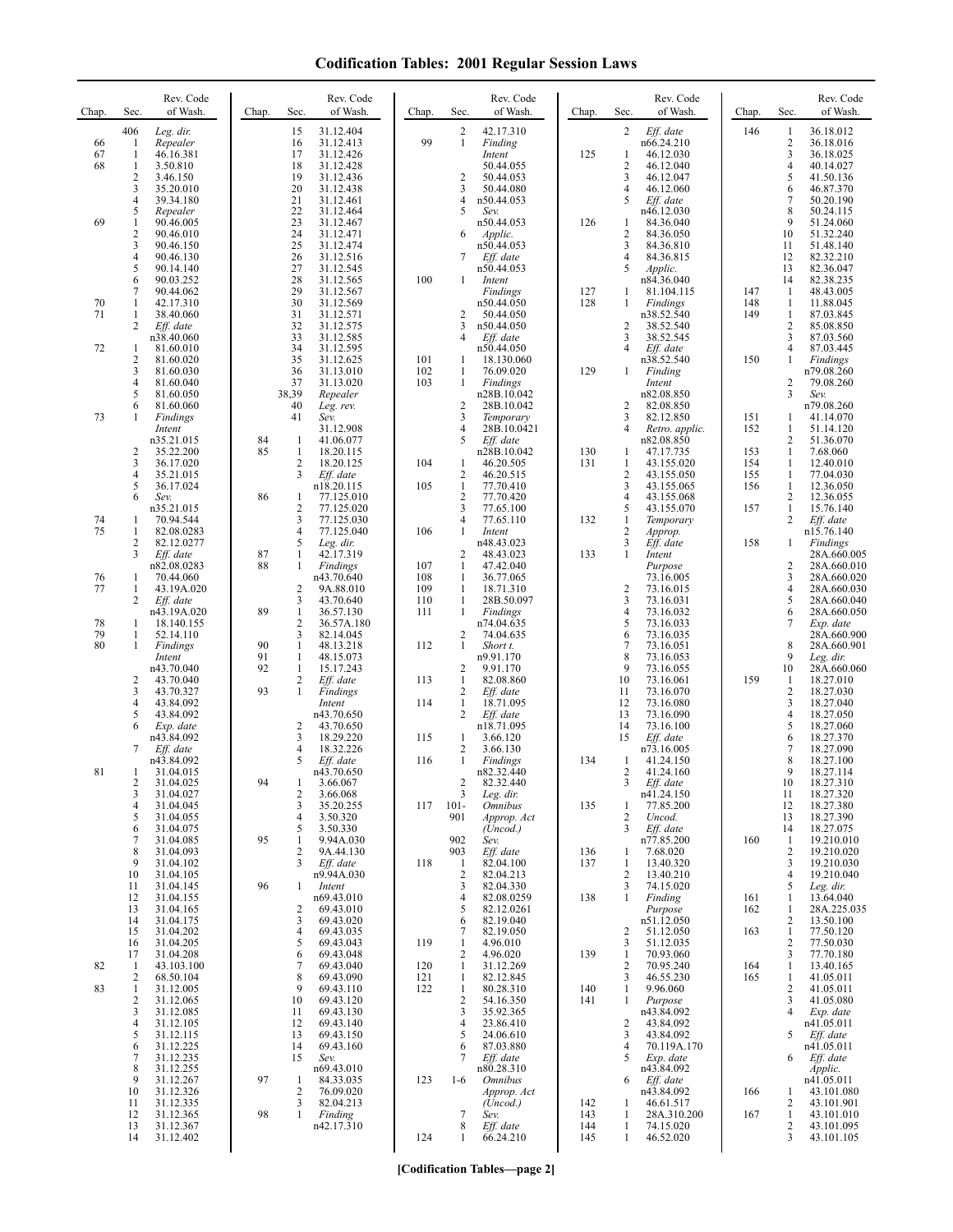# Codification Tables: 2001 Regular Session Laws

| Chap. | Sec. | Rev. Code of Wash. |
|---|---|---|
| | 406 | *Leg. dir.* |
| 66 | 1 | *Repealer* |
| 67 | 1 | 46.16.381 |
| 68 | 1 | 3.50.810 |
| | 2 | 3.46.150 |
| | 3 | 35.20.010 |
| | 4 | 39.34.180 |
| | 5 | *Repealer* |
| 69 | 1 | 90.46.005 |
| | 2 | 90.46.010 |
| | 3 | 90.46.150 |
| | 4 | 90.46.130 |
| | 5 | 90.14.140 |
| | 6 | 90.03.252 |
| | 7 | 90.44.062 |
| 70 | 1 | 42.17.310 |
| 71 | 1 | 38.40.060 |
| | 2 | *Eff. date* n38.40.060 |
| 72 | 1 | 81.60.010 |
| | 2 | 81.60.020 |
| | 3 | 81.60.030 |
| | 4 | 81.60.040 |
| | 5 | 81.60.050 |
| | 6 | 81.60.060 |
| 73 | 1 | *Findings Intent* n35.21.015 |
| | 2 | 35.22.200 |
| | 3 | 36.17.020 |
| | 4 | 35.21.015 |
| | 5 | 36.17.024 |
| | 6 | *Sev.* n35.21.015 |
| 74 | 1 | 70.94.544 |
| 75 | 1 | 82.08.0283 |
| | 2 | 82.12.0277 |
| | 3 | *Eff. date* n82.08.0283 |
| 76 | 1 | 70.44.060 |
| 77 | 1 | 43.19A.020 |
| | 2 | *Eff. date* n43.19A.020 |
| 78 | 1 | 18.140.155 |
| 79 | 1 | 52.14.110 |
| 80 | 1 | *Findings Intent* n43.70.040 |
| | 2 | 43.70.040 |
| | 3 | 43.70.327 |
| | 4 | 43.84.092 |
| | 5 | 43.84.092 |
| | 6 | *Exp. date* n43.84.092 |
| | 7 | *Eff. date* n43.84.092 |
| 81 | 1 | 31.04.015 |
| | 2 | 31.04.025 |
| | 3 | 31.04.027 |
| | 4 | 31.04.045 |
| | 5 | 31.04.055 |
| | 6 | 31.04.075 |
| | 7 | 31.04.085 |
| | 8 | 31.04.093 |
| | 9 | 31.04.102 |
| | 10 | 31.04.105 |
| | 11 | 31.04.145 |
| | 12 | 31.04.155 |
| | 13 | 31.04.165 |
| | 14 | 31.04.175 |
| | 15 | 31.04.202 |
| | 16 | 31.04.205 |
| | 17 | 31.04.208 |
| 82 | 1 | 43.103.100 |
| | 2 | 68.50.104 |
| 83 | 1 | 31.12.005 |
| | 2 | 31.12.065 |
| | 3 | 31.12.085 |
| | 4 | 31.12.105 |
| | 5 | 31.12.115 |
| | 6 | 31.12.225 |
| | 7 | 31.12.235 |
| | 8 | 31.12.255 |
| | 9 | 31.12.267 |
| | 10 | 31.12.326 |
| | 11 | 31.12.335 |
| | 12 | 31.12.365 |
| | 13 | 31.12.367 |
| | 14 | 31.12.402 |
| | 15 | 31.12.404 |
| | 16 | 31.12.413 |
| | 17 | 31.12.426 |
| | 18 | 31.12.428 |
| | 19 | 31.12.436 |
| | 20 | 31.12.438 |
| | 21 | 31.12.461 |
| | 22 | 31.12.464 |
| | 23 | 31.12.467 |
| | 24 | 31.12.471 |
| | 25 | 31.12.474 |
| | 26 | 31.12.516 |
| | 27 | 31.12.545 |
| | 28 | 31.12.565 |
| | 29 | 31.12.567 |
| | 30 | 31.12.569 |
| | 31 | 31.12.571 |
| | 32 | 31.12.575 |
| | 33 | 31.12.585 |
| | 34 | 31.12.595 |
| | 35 | 31.12.625 |
| | 36 | 31.13.010 |
| | 37 | 31.13.020 |
| | 38,39 | *Repealer* |
| | 40 | *Leg. rev.* |
| | 41 | *Sev.* 31.12.908 |
| 84 | 1 | 41.06.077 |
| 85 | 1 | 18.20.115 |
| | 2 | 18.20.125 |
| | 3 | *Eff. date* n18.20.115 |
| 86 | 1 | 77.125.010 |
| | 2 | 77.125.020 |
| | 3 | 77.125.030 |
| | 4 | 77.125.040 |
| | 5 | *Leg. dir.* |
| 87 | 1 | 42.17.319 |
| 88 | 1 | *Findings* n43.70.640 |
| | 2 | 9A.88.010 |
| | 3 | 43.70.640 |
| 89 | 1 | 36.57.130 |
| | 2 | 36.57A.180 |
| | 3 | 82.14.045 |
| 90 | 1 | 48.13.218 |
| 91 | 1 | 48.15.073 |
| 92 | 1 | 15.17.243 |
| | 2 | *Eff. date* |
| 93 | 1 | *Findings Intent* n43.70.650 |
| | 2 | 43.70.650 |
| | 3 | 18.29.220 |
| | 4 | 18.32.226 |
| | 5 | *Eff. date* n43.70.650 |
| 94 | 1 | 3.66.067 |
| | 2 | 3.66.068 |
| | 3 | 35.20.255 |
| | 4 | 3.50.320 |
| | 5 | 3.50.330 |
| 95 | 1 | 9.94A.030 |
| | 2 | 9A.44.130 |
| | 3 | *Eff. date* n9.94A.030 |
| 96 | 1 | *Intent* n69.43.010 |
| | 2 | 69.43.010 |
| | 3 | 69.43.020 |
| | 4 | 69.43.035 |
| | 5 | 69.43.043 |
| | 6 | 69.43.048 |
| | 7 | 69.43.040 |
| | 8 | 69.43.090 |
| | 9 | 69.43.110 |
| | 10 | 69.43.120 |
| | 11 | 69.43.130 |
| | 12 | 69.43.140 |
| | 13 | 69.43.150 |
| | 14 | 69.43.160 |
| | 15 | *Sev.* n69.43.010 |
| 97 | 1 | 84.33.035 |
| | 2 | 76.09.020 |
| | 3 | 82.04.213 |
| 98 | 1 | *Finding* n42.17.310 |
| | 2 | 42.17.310 |
| 99 | 1 | *Finding Intent* 50.44.055 |
| | 2 | 50.44.053 |
| | 3 | 50.44.080 |
| | 4 | n50.44.053 |
| | 5 | *Sev.* n50.44.053 |
| | 6 | *Applic.* n50.44.053 |
| | 7 | *Eff. date* n50.44.053 |
| 100 | 1 | *Intent Findings* n50.44.050 |
| | 2 | 50.44.050 |
| | 3 | n50.44.050 |
| | 4 | *Eff. date* n50.44.050 |
| 101 | 1 | 18.130.060 |
| 102 | 1 | 76.09.020 |
| 103 | 1 | *Findings* n28B.10.042 |
| | 2 | 28B.10.042 |
| | 3 | *Temporary* |
| | 4 | 28B.10.0421 |
| | 5 | *Eff. date* n28B.10.042 |
| 104 | 1 | 46.20.505 |
| | 2 | 46.20.515 |
| 105 | 1 | 77.70.410 |
| | 2 | 77.70.420 |
| | 3 | 77.65.100 |
| | 4 | 77.65.110 |
| 106 | 1 | *Intent* n48.43.023 |
| | 2 | 48.43.023 |
| 107 | 1 | 47.42.040 |
| 108 | 1 | 36.77.065 |
| 109 | 1 | 18.71.310 |
| 110 | 1 | 28B.50.097 |
| 111 | 1 | *Findings* n74.04.635 |
| | 2 | 74.04.635 |
| 112 | 1 | *Short t.* n9.91.170 |
| | 2 | 9.91.170 |
| 113 | 1 | 82.08.860 |
| | 2 | *Eff. date* |
| 114 | 1 | 18.71.095 |
| | 2 | *Eff. date* n18.71.095 |
| 115 | 1 | 3.66.120 |
| | 2 | 3.66.130 |
| 116 | 1 | *Findings* n82.32.440 |
| | 2 | 82.32.440 |
| | 3 | *Leg. dir.* |
| 117 | 101-901 | *Omnibus Approp. Act (Uncod.)* |
| | 902 | *Sev.* |
| | 903 | *Eff. date* |
| 118 | 1 | 82.04.100 |
| | 2 | 82.04.213 |
| | 3 | 82.04.330 |
| | 4 | 82.08.0259 |
| | 5 | 82.12.0261 |
| | 6 | 82.19.040 |
| | 7 | 82.19.050 |
| 119 | 1 | 4.96.010 |
| | 2 | 4.96.020 |
| 120 | 1 | 31.12.269 |
| 121 | 1 | 82.12.845 |
| 122 | 1 | 80.28.310 |
| | 2 | 54.16.350 |
| | 3 | 35.92.365 |
| | 4 | 23.86.410 |
| | 5 | 24.06.610 |
| | 6 | 87.03.880 |
| | 7 | *Eff. date* n80.28.310 |
| 123 | 1-6 | *Omnibus Approp. Act (Uncod.)* |
| | 7 | *Sev.* |
| | 8 | *Eff. date* |
| 124 | 1 | 66.24.210 |
| | 2 | *Eff. date* n66.24.210 |
| 125 | 1 | 46.12.030 |
| | 2 | 46.12.040 |
| | 3 | 46.12.047 |
| | 4 | 46.12.060 |
| | 5 | *Eff. date* n46.12.030 |
| 126 | 1 | 84.36.040 |
| | 2 | 84.36.050 |
| | 3 | 84.36.810 |
| | 4 | 84.36.815 |
| | 5 | *Applic.* n84.36.040 |
| 127 | 1 | 81.104.115 |
| 128 | 1 | *Findings* n38.52.540 |
| | 2 | 38.52.540 |
| | 3 | 38.52.545 |
| | 4 | *Eff. date* n38.52.540 |
| 129 | 1 | *Finding Intent* n82.08.850 |
| | 2 | 82.08.850 |
| | 3 | 82.12.850 |
| | 4 | *Retro. applic.* n82.08.850 |
| 130 | 1 | 47.17.735 |
| 131 | 1 | 43.155.020 |
| | 2 | 43.155.050 |
| | 3 | 43.155.065 |
| | 4 | 43.155.068 |
| | 5 | 43.155.070 |
| 132 | 1 | *Temporary* |
| | 2 | *Approp.* |
| | 3 | *Eff. date* |
| 133 | 1 | *Intent Purpose* 73.16.005 |
| | 2 | 73.16.015 |
| | 3 | 73.16.031 |
| | 4 | 73.16.032 |
| | 5 | 73.16.033 |
| | 6 | 73.16.035 |
| | 7 | 73.16.051 |
| | 8 | 73.16.053 |
| | 9 | 73.16.055 |
| | 10 | 73.16.061 |
| | 11 | 73.16.070 |
| | 12 | 73.16.080 |
| | 13 | 73.16.090 |
| | 14 | 73.16.100 |
| | 15 | *Eff. date* n73.16.005 |
| 134 | 1 | 41.24.150 |
| | 2 | 41.24.160 |
| | 3 | *Eff. date* n41.24.150 |
| 135 | 1 | 77.85.200 |
| | 2 | *Uncod.* |
| | 3 | *Eff. date* n77.85.200 |
| 136 | 1 | 7.68.020 |
| 137 | 1 | 13.40.320 |
| | 2 | 13.40.210 |
| | 3 | 74.15.020 |
| 138 | 1 | *Finding Purpose* n51.12.050 |
| | 2 | 51.12.050 |
| | 3 | 51.12.035 |
| 139 | 1 | 70.93.060 |
| | 2 | 70.95.240 |
| | 3 | 46.55.230 |
| 140 | 1 | 9.96.060 |
| 141 | 1 | *Purpose* n43.84.092 |
| | 2 | 43.84.092 |
| | 3 | 43.84.092 |
| | 4 | 70.119A.170 |
| | 5 | *Exp. date* n43.84.092 |
| | 6 | *Eff. date* n43.84.092 |
| 142 | 1 | 46.61.517 |
| 143 | 1 | 28A.310.200 |
| 144 | 1 | 74.15.020 |
| 145 | 1 | 46.52.020 |
| 146 | 1 | 36.18.012 |
| | 2 | 36.18.016 |
| | 3 | 36.18.025 |
| | 4 | 40.14.027 |
| | 5 | 41.50.136 |
| | 6 | 46.87.370 |
| | 7 | 50.20.190 |
| | 8 | 50.24.115 |
| | 9 | 51.24.060 |
| | 10 | 51.32.240 |
| | 11 | 51.48.140 |
| | 12 | 82.32.210 |
| | 13 | 82.36.047 |
| | 14 | 82.38.235 |
| 147 | 1 | 48.43.005 |
| 148 | 1 | 11.88.045 |
| 149 | 1 | 87.03.845 |
| | 2 | 85.08.850 |
| | 3 | 87.03.560 |
| | 4 | 87.03.445 |
| 150 | 1 | *Findings* n79.08.260 |
| | 2 | 79.08.260 |
| | 3 | *Sev.* n79.08.260 |
| 151 | 1 | 41.14.070 |
| 152 | 1 | 51.14.120 |
| | 2 | 51.36.070 |
| 153 | 1 | 7.68.060 |
| 154 | 1 | 12.40.010 |
| 155 | 1 | 77.04.030 |
| 156 | 1 | 12.36.050 |
| | 2 | 12.36.055 |
| 157 | 1 | 15.76.140 |
| | 2 | *Eff. date* n15.76.140 |
| 158 | 1 | *Findings* 28A.660.005 |
| | 2 | 28A.660.010 |
| | 3 | 28A.660.020 |
| | 4 | 28A.660.030 |
| | 5 | 28A.660.040 |
| | 6 | 28A.660.050 |
| | 7 | *Exp. date* 28A.660.900 |
| | 8 | 28A.660.901 |
| | 9 | *Leg. dir.* |
| | 10 | 28A.660.060 |
| 159 | 1 | 18.27.010 |
| | 2 | 18.27.030 |
| | 3 | 18.27.040 |
| | 4 | 18.27.050 |
| | 5 | 18.27.060 |
| | 6 | 18.27.370 |
| | 7 | 18.27.090 |
| | 8 | 18.27.100 |
| | 9 | 18.27.114 |
| | 10 | 18.27.310 |
| | 11 | 18.27.320 |
| | 12 | 18.27.380 |
| | 13 | 18.27.390 |
| | 14 | 18.27.075 |
| 160 | 1 | 19.210.010 |
| | 2 | 19.210.020 |
| | 3 | 19.210.030 |
| | 4 | 19.210.040 |
| | 5 | *Leg. dir.* |
| 161 | 1 | 13.64.040 |
| 162 | 1 | 28A.225.035 |
| | 2 | 13.50.100 |
| 163 | 1 | 77.50.120 |
| | 2 | 77.50.030 |
| | 3 | 77.70.180 |
| 164 | 1 | 13.40.165 |
| 165 | 1 | 41.05.011 |
| | 2 | 41.05.011 |
| | 3 | 41.05.080 |
| | 4 | *Exp. date* n41.05.011 |
| | 5 | *Eff. date* n41.05.011 |
| | 6 | *Eff. date Applic.* n41.05.011 |
| 166 | 1 | 43.101.080 |
| | 2 | 43.101.901 |
| 167 | 1 | 43.101.010 |
| | 2 | 43.101.095 |
| | 3 | 43.101.105 |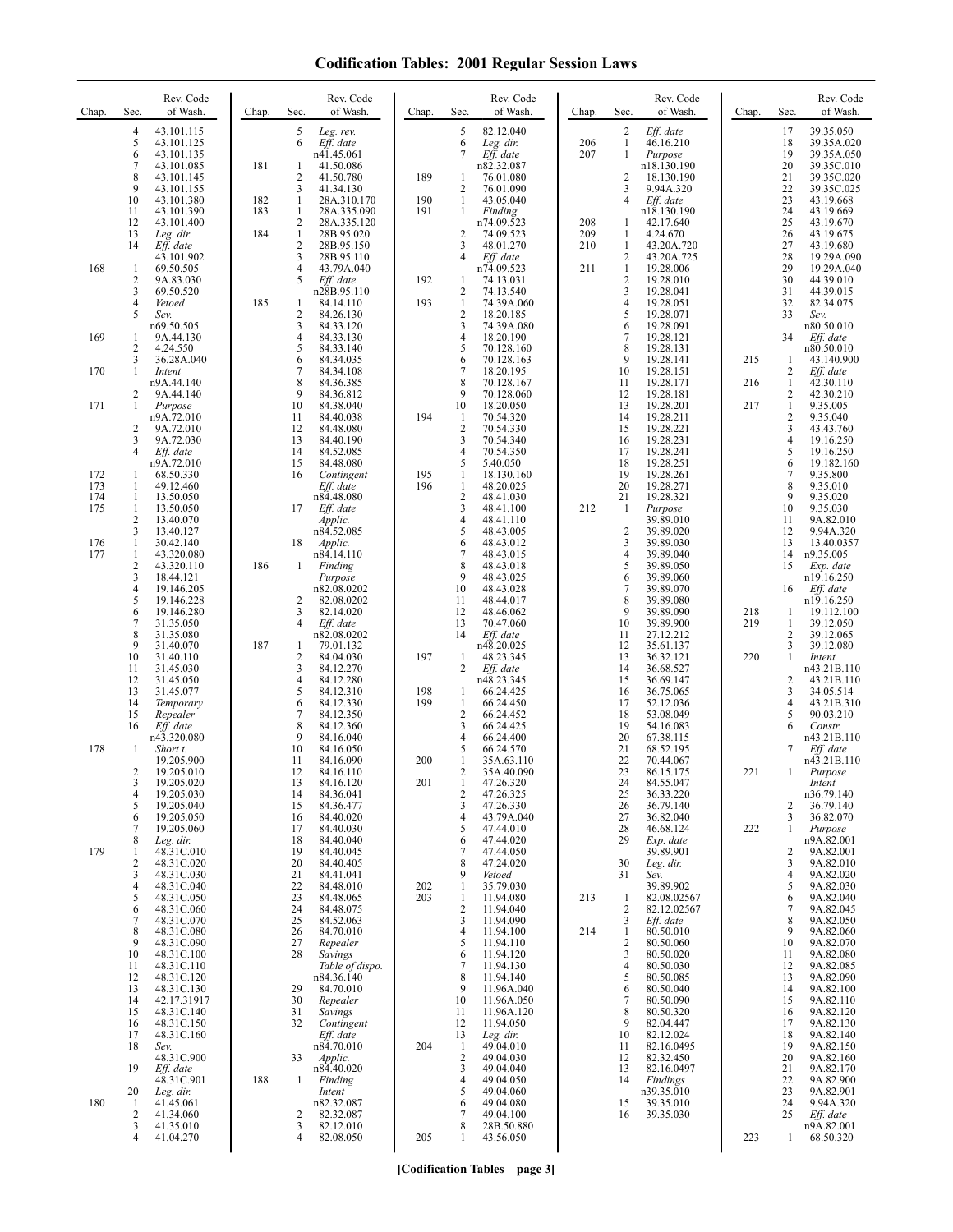# Codification Tables: 2001 Regular Session Laws

| Chap. | Sec. | Rev. Code of Wash. |
|---|---|---|
| | 4 | 43.101.115 |
| | 5 | 43.101.125 |
| | 6 | 43.101.135 |
| | 7 | 43.101.085 |
| | 8 | 43.101.145 |
| | 9 | 43.101.155 |
| | 10 | 43.101.380 |
| | 11 | 43.101.390 |
| | 12 | 43.101.400 |
| | 13 | *Leg. dir.* |
| | 14 | *Eff. date* 43.101.902 |
| 168 | 1 | 69.50.505 |
| | 2 | 9A.83.030 |
| | 3 | 69.50.520 |
| | 4 | *Vetoed* |
| | 5 | *Sev.* n69.50.505 |
| 169 | 1 | 9A.44.130 |
| | 2 | 4.24.550 |
| | 3 | 36.28A.040 |
| 170 | 1 | *Intent* n9A.44.140 |
| | 2 | 9A.44.140 |
| 171 | 1 | *Purpose* n9A.72.010 |
| | 2 | 9A.72.010 |
| | 3 | 9A.72.030 |
| | 4 | *Eff. date* n9A.72.010 |
| 172 | 1 | 68.50.330 |
| 173 | 1 | 49.12.460 |
| 174 | 1 | 13.50.050 |
| 175 | 1 | 13.50.050 |
| | 2 | 13.40.070 |
| | 3 | 13.40.127 |
| 176 | 1 | 30.42.140 |
| 177 | 1 | 43.320.080 |
| | 2 | 43.320.110 |
| | 3 | 18.44.121 |
| | 4 | 19.146.205 |
| | 5 | 19.146.228 |
| | 6 | 19.146.280 |
| | 7 | 31.35.050 |
| | 8 | 31.35.080 |
| | 9 | 31.40.070 |
| | 10 | 31.40.110 |
| | 11 | 31.45.030 |
| | 12 | 31.45.050 |
| | 13 | 31.45.077 |
| | 14 | *Temporary* |
| | 15 | *Repealer* |
| | 16 | *Eff. date* n43.320.080 |
| 178 | 1 | *Short t.* 19.205.900 |
| | 2 | 19.205.010 |
| | 3 | 19.205.020 |
| | 4 | 19.205.030 |
| | 5 | 19.205.040 |
| | 6 | 19.205.050 |
| | 7 | 19.205.060 |
| | 8 | *Leg. dir.* |
| 179 | 1 | 48.31C.010 |
| | 2 | 48.31C.020 |
| | 3 | 48.31C.030 |
| | 4 | 48.31C.040 |
| | 5 | 48.31C.050 |
| | 6 | 48.31C.060 |
| | 7 | 48.31C.070 |
| | 8 | 48.31C.080 |
| | 9 | 48.31C.090 |
| | 10 | 48.31C.100 |
| | 11 | 48.31C.110 |
| | 12 | 48.31C.120 |
| | 13 | 48.31C.130 |
| | 14 | 42.17.31917 |
| | 15 | 48.31C.140 |
| | 16 | 48.31C.150 |
| | 17 | 48.31C.160 |
| | 18 | *Sev.* 48.31C.900 |
| | 19 | *Eff. date* 48.31C.901 |
| | 20 | *Leg. dir.* |
| 180 | 1 | 41.45.061 |
| | 2 | 41.34.060 |
| | 3 | 41.35.010 |
| | 4 | 41.04.270 |
| | 5 | *Leg. rev.* |
| | 6 | *Eff. date* n41.45.061 |
| 181 | 1 | 41.50.086 |
| | 2 | 41.50.780 |
| | 3 | 41.34.130 |
| 182 | 1 | 28A.310.170 |
| 183 | 1 | 28A.335.090 |
| | 2 | 28A.335.120 |
| 184 | 1 | 28B.95.020 |
| | 2 | 28B.95.150 |
| | 3 | 28B.95.110 |
| | 4 | 43.79A.040 |
| | 5 | *Eff. date* n28B.95.110 |
| 185 | 1 | 84.14.110 |
| | 2 | 84.26.130 |
| | 3 | 84.33.120 |
| | 4 | 84.33.130 |
| | 5 | 84.33.140 |
| | 6 | 84.34.035 |
| | 7 | 84.34.108 |
| | 8 | 84.36.385 |
| | 9 | 84.36.812 |
| | 10 | 84.38.040 |
| | 11 | 84.40.038 |
| | 12 | 84.48.080 |
| | 13 | 84.40.190 |
| | 14 | 84.52.085 |
| | 15 | 84.48.080 |
| | 16 | *Contingent Eff. date* n84.48.080 |
| | 17 | *Eff. date Applic.* n84.52.085 |
| | 18 | *Applic.* n84.14.110 |
| 186 | 1 | *Finding Purpose* n82.08.0202 |
| | 2 | 82.08.0202 |
| | 3 | 82.14.020 |
| | 4 | *Eff. date* n82.08.0202 |
| 187 | 1 | 79.01.132 |
| | 2 | 84.04.030 |
| | 3 | 84.12.270 |
| | 4 | 84.12.280 |
| | 5 | 84.12.310 |
| | 6 | 84.12.330 |
| | 7 | 84.12.350 |
| | 8 | 84.12.360 |
| | 9 | 84.16.040 |
| | 10 | 84.16.050 |
| | 11 | 84.16.090 |
| | 12 | 84.16.110 |
| | 13 | 84.16.120 |
| | 14 | 84.36.041 |
| | 15 | 84.36.477 |
| | 16 | 84.40.020 |
| | 17 | 84.40.030 |
| | 18 | 84.40.040 |
| | 19 | 84.40.045 |
| | 20 | 84.40.405 |
| | 21 | 84.41.041 |
| | 22 | 84.48.010 |
| | 23 | 84.48.065 |
| | 24 | 84.48.075 |
| | 25 | 84.52.063 |
| | 26 | 84.70.010 |
| | 27 | *Repealer* |
| | 28 | *Savings Table of dispo.* n84.36.140 |
| | 29 | 84.70.010 |
| | 30 | *Repealer* |
| | 31 | *Savings* |
| | 32 | *Contingent Eff. date* n84.70.010 |
| | 33 | *Applic.* n84.40.020 |
| 188 | 1 | *Finding Intent* n82.32.087 |
| | 2 | 82.32.087 |
| | 3 | 82.12.010 |
| | 4 | 82.08.050 |
| | 5 | 82.12.040 |
| | 6 | *Leg. dir.* |
| | 7 | *Eff. date* n82.32.087 |
| 189 | 1 | 76.01.080 |
| | 2 | 76.01.090 |
| 190 | 1 | 43.05.040 |
| 191 | 1 | *Finding* n74.09.523 |
| | 2 | 74.09.523 |
| | 3 | 48.01.270 |
| | 4 | *Eff. date* n74.09.523 |
| 192 | 1 | 74.13.031 |
| | 2 | 74.13.540 |
| 193 | 1 | 74.39A.060 |
| | 2 | 18.20.185 |
| | 3 | 74.39A.080 |
| | 4 | 18.20.190 |
| | 5 | 70.128.160 |
| | 6 | 70.128.163 |
| | 7 | 18.20.195 |
| | 8 | 70.128.167 |
| | 9 | 70.128.060 |
| | 10 | 18.20.050 |
| 194 | 1 | 70.54.320 |
| | 2 | 70.54.330 |
| | 3 | 70.54.340 |
| | 4 | 70.54.350 |
| | 5 | 5.40.050 |
| 195 | 1 | 18.130.160 |
| 196 | 1 | 48.20.025 |
| | 2 | 48.41.030 |
| | 3 | 48.41.100 |
| | 4 | 48.41.110 |
| | 5 | 48.43.005 |
| | 6 | 48.43.012 |
| | 7 | 48.43.015 |
| | 8 | 48.43.018 |
| | 9 | 48.43.025 |
| | 10 | 48.43.028 |
| | 11 | 48.44.017 |
| | 12 | 48.46.062 |
| | 13 | 70.47.060 |
| | 14 | *Eff. date* n48.20.025 |
| 197 | 1 | 48.23.345 |
| | 2 | *Eff. date* n48.23.345 |
| 198 | 1 | 66.24.425 |
| 199 | 1 | 66.24.450 |
| | 2 | 66.24.452 |
| | 3 | 66.24.425 |
| | 4 | 66.24.400 |
| | 5 | 66.24.570 |
| 200 | 1 | 35A.63.110 |
| | 2 | 35A.40.090 |
| 201 | 1 | 47.26.320 |
| | 2 | 47.26.325 |
| | 3 | 47.26.330 |
| | 4 | 43.79A.040 |
| | 5 | 47.44.010 |
| | 6 | 47.44.020 |
| | 7 | 47.44.050 |
| | 8 | 47.24.020 |
| | 9 | *Vetoed* |
| 202 | 1 | 35.79.030 |
| 203 | 1 | 11.94.080 |
| | 2 | 11.94.040 |
| | 3 | 11.94.090 |
| | 4 | 11.94.100 |
| | 5 | 11.94.110 |
| | 6 | 11.94.120 |
| | 7 | 11.94.130 |
| | 8 | 11.94.140 |
| | 9 | 11.96A.040 |
| | 10 | 11.96A.050 |
| | 11 | 11.96A.120 |
| | 12 | 11.94.050 |
| | 13 | *Leg. dir.* |
| 204 | 1 | 49.04.010 |
| | 2 | 49.04.030 |
| | 3 | 49.04.040 |
| | 4 | 49.04.050 |
| | 5 | 49.04.060 |
| | 6 | 49.04.080 |
| | 7 | 49.04.100 |
| | 8 | 28B.50.880 |
| 205 | 1 | 43.56.050 |
| | 2 | *Eff. date* |
| 206 | 1 | 46.16.210 |
| 207 | 1 | *Purpose* n18.130.190 |
| | 2 | 18.130.190 |
| | 3 | 9.94A.320 |
| | 4 | *Eff. date* n18.130.190 |
| 208 | 1 | 42.17.640 |
| 209 | 1 | 4.24.670 |
| 210 | 1 | 43.20A.720 |
| | 2 | 43.20A.725 |
| 211 | 1 | 19.28.006 |
| | 2 | 19.28.010 |
| | 3 | 19.28.041 |
| | 4 | 19.28.051 |
| | 5 | 19.28.071 |
| | 6 | 19.28.091 |
| | 7 | 19.28.121 |
| | 8 | 19.28.131 |
| | 9 | 19.28.141 |
| | 10 | 19.28.151 |
| | 11 | 19.28.171 |
| | 12 | 19.28.181 |
| | 13 | 19.28.201 |
| | 14 | 19.28.211 |
| | 15 | 19.28.221 |
| | 16 | 19.28.231 |
| | 17 | 19.28.241 |
| | 18 | 19.28.251 |
| | 19 | 19.28.261 |
| | 20 | 19.28.271 |
| | 21 | 19.28.321 |
| 212 | 1 | *Purpose* 39.89.010 |
| | 2 | 39.89.020 |
| | 3 | 39.89.030 |
| | 4 | 39.89.040 |
| | 5 | 39.89.050 |
| | 6 | 39.89.060 |
| | 7 | 39.89.070 |
| | 8 | 39.89.080 |
| | 9 | 39.89.090 |
| | 10 | 39.89.900 |
| | 11 | 27.12.212 |
| | 12 | 35.61.137 |
| | 13 | 36.32.121 |
| | 14 | 36.68.527 |
| | 15 | 36.69.147 |
| | 16 | 36.75.065 |
| | 17 | 52.12.036 |
| | 18 | 53.08.049 |
| | 19 | 54.16.083 |
| | 20 | 67.38.115 |
| | 21 | 68.52.195 |
| | 22 | 70.44.067 |
| | 23 | 86.15.175 |
| | 24 | 84.55.047 |
| | 25 | 36.33.220 |
| | 26 | 36.79.140 |
| | 27 | 36.82.040 |
| | 28 | 46.68.124 |
| | 29 | *Exp. date* 39.89.901 |
| | 30 | *Leg. dir.* |
| | 31 | *Sev.* 39.89.902 |
| 213 | 1 | 82.08.02567 |
| | 2 | 82.12.02567 |
| | 3 | *Eff. date* |
| 214 | 1 | 80.50.010 |
| | 2 | 80.50.060 |
| | 3 | 80.50.020 |
| | 4 | 80.50.030 |
| | 5 | 80.50.085 |
| | 6 | 80.50.040 |
| | 7 | 80.50.090 |
| | 8 | 80.50.320 |
| | 9 | 82.04.447 |
| | 10 | 82.12.024 |
| | 11 | 82.16.0495 |
| | 12 | 82.32.450 |
| | 13 | 82.16.0497 |
| | 14 | *Findings* n39.35.010 |
| | 15 | 39.35.010 |
| | 16 | 39.35.030 |
| | 17 | 39.35.050 |
| | 18 | 39.35A.020 |
| | 19 | 39.35A.050 |
| | 20 | 39.35C.010 |
| | 21 | 39.35C.020 |
| | 22 | 39.35C.025 |
| | 23 | 43.19.668 |
| | 24 | 43.19.669 |
| | 25 | 43.19.670 |
| | 26 | 43.19.675 |
| | 27 | 43.19.680 |
| | 28 | 19.29A.090 |
| | 29 | 19.29A.040 |
| | 30 | 44.39.010 |
| | 31 | 44.39.015 |
| | 32 | 82.34.075 |
| | 33 | *Sev.* n80.50.010 |
| | 34 | *Eff. date* n80.50.010 |
| 215 | 1 | 43.140.900 |
| | 2 | *Eff. date* |
| 216 | 1 | 42.30.110 |
| | 2 | 42.30.210 |
| 217 | 1 | 9.35.005 |
| | 2 | 9.35.040 |
| | 3 | 43.43.760 |
| | 4 | 19.16.250 |
| | 5 | 19.16.250 |
| | 6 | 19.182.160 |
| | 7 | 9.35.800 |
| | 8 | 9.35.010 |
| | 9 | 9.35.020 |
| | 10 | 9.35.030 |
| | 11 | 9A.82.010 |
| | 12 | 9.94A.320 |
| | 13 | 13.40.0357 |
| | 14 | n9.35.005 |
| | 15 | *Exp. date* n19.16.250 |
| | 16 | *Eff. date* n19.16.250 |
| 218 | 1 | 19.112.100 |
| 219 | 1 | 39.12.050 |
| | 2 | 39.12.065 |
| | 3 | 39.12.080 |
| 220 | 1 | *Intent* n43.21B.110 |
| | 2 | 43.21B.110 |
| | 3 | 34.05.514 |
| | 4 | 43.21B.310 |
| | 5 | 90.03.210 |
| | 6 | *Constr.* n43.21B.110 |
| | 7 | *Eff. date* n43.21B.110 |
| 221 | 1 | *Purpose Intent* n36.79.140 |
| | 2 | 36.79.140 |
| | 3 | 36.82.070 |
| 222 | 1 | *Purpose* n9A.82.001 |
| | 2 | 9A.82.001 |
| | 3 | 9A.82.010 |
| | 4 | 9A.82.020 |
| | 5 | 9A.82.030 |
| | 6 | 9A.82.040 |
| | 7 | 9A.82.045 |
| | 8 | 9A.82.050 |
| | 9 | 9A.82.060 |
| | 10 | 9A.82.070 |
| | 11 | 9A.82.080 |
| | 12 | 9A.82.085 |
| | 13 | 9A.82.090 |
| | 14 | 9A.82.100 |
| | 15 | 9A.82.110 |
| | 16 | 9A.82.120 |
| | 17 | 9A.82.130 |
| | 18 | 9A.82.140 |
| | 19 | 9A.82.150 |
| | 20 | 9A.82.160 |
| | 21 | 9A.82.170 |
| | 22 | 9A.82.900 |
| | 23 | 9A.82.901 |
| | 24 | 9.94A.320 |
| | 25 | *Eff. date* n9A.82.001 |
| 223 | 1 | 68.50.320 |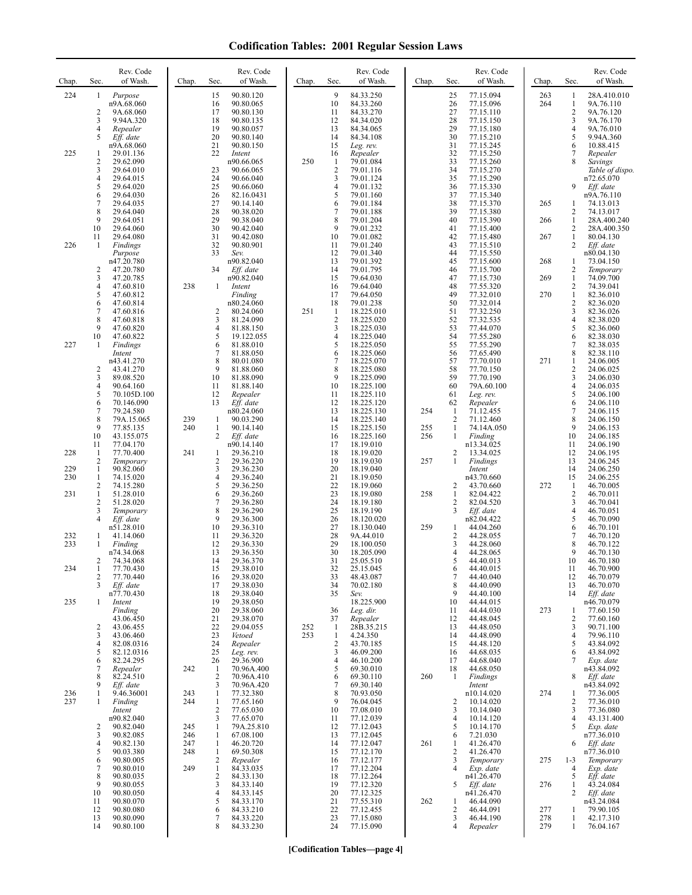# Codification Tables: 2001 Regular Session Laws

| Chap. | Sec. | Rev. Code of Wash. |
|---|---|---|
| 224 | 1 | *Purpose* n9A.68.060 |
| | 2 | 9A.68.060 |
| | 3 | 9.94A.320 |
| | 4 | *Repealer* |
| | 5 | *Eff. date* n9A.68.060 |
| 225 | 1 | 29.01.136 |
| | 2 | 29.62.090 |
| | 3 | 29.64.010 |
| | 4 | 29.64.015 |
| | 5 | 29.64.020 |
| | 6 | 29.64.030 |
| | 7 | 29.64.035 |
| | 8 | 29.64.040 |
| | 9 | 29.64.051 |
| | 10 | 29.64.060 |
| | 11 | 29.64.080 |
| 226 | 1 | *Findings Purpose* n47.20.780 |
| | 2 | 47.20.780 |
| | 3 | 47.20.785 |
| | 4 | 47.60.810 |
| | 5 | 47.60.812 |
| | 6 | 47.60.814 |
| | 7 | 47.60.816 |
| | 8 | 47.60.818 |
| | 9 | 47.60.820 |
| | 10 | 47.60.822 |
| 227 | 1 | *Findings Intent* n43.41.270 |
| | 2 | 43.41.270 |
| | 3 | 89.08.520 |
| | 4 | 90.64.160 |
| | 5 | 70.105D.100 |
| | 6 | 70.146.090 |
| | 7 | 79.24.580 |
| | 8 | 79A.15.065 |
| | 9 | 77.85.135 |
| | 10 | 43.155.075 |
| | 11 | 77.04.170 |
| 228 | 1 | 77.70.400 |
| | 2 | *Temporary* |
| 229 | 1 | 90.82.060 |
| 230 | 1 | 74.15.020 |
| | 2 | 74.15.280 |
| 231 | 1 | 51.28.010 |
| | 2 | 51.28.020 |
| | 3 | *Temporary* |
| | 4 | *Eff. date* n51.28.010 |
| 232 | 1 | 41.14.060 |
| 233 | 1 | *Finding* n74.34.068 |
| | 2 | 74.34.068 |
| 234 | 1 | 77.70.430 |
| | 2 | 77.70.440 |
| | 3 | *Eff. date* n77.70.430 |
| 235 | 1 | *Intent Finding* 43.06.450 |
| | 2 | 43.06.455 |
| | 3 | 43.06.460 |
| | 4 | 82.08.0316 |
| | 5 | 82.12.0316 |
| | 6 | 82.24.295 |
| | 7 | *Repealer* |
| | 8 | 82.24.510 |
| | 9 | *Eff. date* |
| 236 | 1 | 9.46.36001 |
| 237 | 1 | *Finding Intent* n90.82.040 |
| | 2 | 90.82.040 |
| | 3 | 90.82.085 |
| | 4 | 90.82.130 |
| | 5 | 90.03.380 |
| | 6 | 90.80.005 |
| | 7 | 90.80.010 |
| | 8 | 90.80.035 |
| | 9 | 90.80.055 |
| | 10 | 90.80.050 |
| | 11 | 90.80.070 |
| | 12 | 90.80.080 |
| | 13 | 90.80.090 |
| | 14 | 90.80.100 |
| | 15 | 90.80.120 |
| | 16 | 90.80.065 |
| | 17 | 90.80.130 |
| | 18 | 90.80.135 |
| | 19 | 90.80.057 |
| | 20 | 90.80.140 |
| | 21 | 90.80.150 |
| | 22 | *Intent* n90.66.065 |
| | 23 | 90.66.065 |
| | 24 | 90.66.040 |
| | 25 | 90.66.060 |
| | 26 | 82.16.0431 |
| | 27 | 90.14.140 |
| | 28 | 90.38.020 |
| | 29 | 90.38.040 |
| | 30 | 90.42.040 |
| | 31 | 90.42.080 |
| | 32 | 90.80.901 |
| | 33 | *Sev.* n90.82.040 |
| | 34 | *Eff. date* n90.82.040 |
| 238 | 1 | *Intent Finding* n80.24.060 |
| | 2 | 80.24.060 |
| | 3 | 81.24.090 |
| | 4 | 81.88.150 |
| | 5 | 19.122.055 |
| | 6 | 81.88.010 |
| | 7 | 81.88.050 |
| | 8 | 80.01.080 |
| | 9 | 81.88.060 |
| | 10 | 81.88.090 |
| | 11 | 81.88.140 |
| | 12 | *Repealer* |
| | 13 | *Eff. date* n80.24.060 |
| 239 | 1 | 90.03.290 |
| 240 | 1 | 90.14.140 |
| | 2 | *Eff. date* n90.14.140 |
| 241 | 1 | 29.36.210 |
| | 2 | 29.36.220 |
| | 3 | 29.36.230 |
| | 4 | 29.36.240 |
| | 5 | 29.36.250 |
| | 6 | 29.36.260 |
| | 7 | 29.36.280 |
| | 8 | 29.36.290 |
| | 9 | 29.36.300 |
| | 10 | 29.36.310 |
| | 11 | 29.36.320 |
| | 12 | 29.36.330 |
| | 13 | 29.36.350 |
| | 14 | 29.36.370 |
| | 15 | 29.38.010 |
| | 16 | 29.38.020 |
| | 17 | 29.38.030 |
| | 18 | 29.38.040 |
| | 19 | 29.38.050 |
| | 20 | 29.38.060 |
| | 21 | 29.38.070 |
| | 22 | 29.04.055 |
| | 23 | *Vetoed* |
| | 24 | *Repealer* |
| | 25 | *Leg. rev.* |
| | 26 | 29.36.900 |
| 242 | 1 | 70.96A.400 |
| | 2 | 70.96A.410 |
| | 3 | 70.96A.420 |
| 243 | 1 | 77.32.380 |
| 244 | 1 | 77.65.160 |
| | 2 | 77.65.030 |
| | 3 | 77.65.070 |
| 245 | 1 | 79A.25.810 |
| 246 | 1 | 67.08.100 |
| 247 | 1 | 46.20.720 |
| 248 | 1 | 69.50.308 |
| | 2 | *Repealer* |
| 249 | 1 | 84.33.035 |
| | 2 | 84.33.130 |
| | 3 | 84.33.140 |
| | 4 | 84.33.145 |
| | 5 | 84.33.170 |
| | 6 | 84.33.210 |
| | 7 | 84.33.220 |
| | 8 | 84.33.230 |
| | 9 | 84.33.250 |
| | 10 | 84.33.260 |
| | 11 | 84.33.270 |
| | 12 | 84.34.020 |
| | 13 | 84.34.065 |
| | 14 | 84.34.108 |
| | 15 | *Leg. rev.* |
| | 16 | *Repealer* |
| 250 | 1 | 79.01.084 |
| | 2 | 79.01.116 |
| | 3 | 79.01.124 |
| | 4 | 79.01.132 |
| | 5 | 79.01.160 |
| | 6 | 79.01.184 |
| | 7 | 79.01.188 |
| | 8 | 79.01.204 |
| | 9 | 79.01.232 |
| | 10 | 79.01.082 |
| | 11 | 79.01.240 |
| | 12 | 79.01.340 |
| | 13 | 79.01.392 |
| | 14 | 79.01.795 |
| | 15 | 79.64.030 |
| | 16 | 79.64.040 |
| | 17 | 79.64.050 |
| | 18 | 79.01.238 |
| 251 | 1 | 18.225.010 |
| | 2 | 18.225.020 |
| | 3 | 18.225.030 |
| | 4 | 18.225.040 |
| | 5 | 18.225.050 |
| | 6 | 18.225.060 |
| | 7 | 18.225.070 |
| | 8 | 18.225.080 |
| | 9 | 18.225.090 |
| | 10 | 18.225.100 |
| | 11 | 18.225.110 |
| | 12 | 18.225.120 |
| | 13 | 18.225.130 |
| | 14 | 18.225.140 |
| | 15 | 18.225.150 |
| | 16 | 18.225.160 |
| | 17 | 18.19.010 |
| | 18 | 18.19.020 |
| | 19 | 18.19.030 |
| | 20 | 18.19.040 |
| | 21 | 18.19.050 |
| | 22 | 18.19.060 |
| | 23 | 18.19.080 |
| | 24 | 18.19.180 |
| | 25 | 18.19.190 |
| | 26 | 18.120.020 |
| | 27 | 18.130.040 |
| | 28 | 9A.44.010 |
| | 29 | 18.100.050 |
| | 30 | 18.205.090 |
| | 31 | 25.05.510 |
| | 32 | 25.15.045 |
| | 33 | 48.43.087 |
| | 34 | 70.02.180 |
| | 35 | *Sev.* 18.225.900 |
| | 36 | *Leg. dir.* |
| | 37 | *Repealer* |
| 252 | 1 | 28B.35.215 |
| 253 | 1 | 4.24.350 |
| | 2 | 43.70.185 |
| | 3 | 46.09.200 |
| | 4 | 46.10.200 |
| | 5 | 69.30.010 |
| | 6 | 69.30.110 |
| | 7 | 69.30.140 |
| | 8 | 70.93.050 |
| | 9 | 76.04.045 |
| | 10 | 77.08.010 |
| | 11 | 77.12.039 |
| | 12 | 77.12.043 |
| | 13 | 77.12.045 |
| | 14 | 77.12.047 |
| | 15 | 77.12.170 |
| | 16 | 77.12.177 |
| | 17 | 77.12.204 |
| | 18 | 77.12.264 |
| | 19 | 77.12.320 |
| | 20 | 77.12.325 |
| | 21 | 77.55.310 |
| | 22 | 77.12.455 |
| | 23 | 77.15.080 |
| | 24 | 77.15.090 |
| | 25 | 77.15.094 |
| | 26 | 77.15.096 |
| | 27 | 77.15.110 |
| | 28 | 77.15.150 |
| | 29 | 77.15.180 |
| | 30 | 77.15.210 |
| | 31 | 77.15.245 |
| | 32 | 77.15.250 |
| | 33 | 77.15.260 |
| | 34 | 77.15.270 |
| | 35 | 77.15.290 |
| | 36 | 77.15.330 |
| | 37 | 77.15.340 |
| | 38 | 77.15.370 |
| | 39 | 77.15.380 |
| | 40 | 77.15.390 |
| | 41 | 77.15.400 |
| | 42 | 77.15.480 |
| | 43 | 77.15.510 |
| | 44 | 77.15.550 |
| | 45 | 77.15.600 |
| | 46 | 77.15.700 |
| | 47 | 77.15.730 |
| | 48 | 77.55.320 |
| | 49 | 77.32.010 |
| | 50 | 77.32.014 |
| | 51 | 77.32.250 |
| | 52 | 77.32.535 |
| | 53 | 77.44.070 |
| | 54 | 77.55.280 |
| | 55 | 77.55.290 |
| | 56 | 77.65.490 |
| | 57 | 77.70.010 |
| | 58 | 77.70.150 |
| | 59 | 77.70.190 |
| | 60 | 79A.60.100 |
| | 61 | *Leg. rev.* |
| | 62 | *Repealer* |
| 254 | 1 | 71.12.455 |
| | 2 | 71.12.460 |
| 255 | 1 | 74.14A.050 |
| 256 | 1 | *Finding* n13.34.025 |
| | 2 | 13.34.025 |
| 257 | 1 | *Findings Intent* n43.70.660 |
| | 2 | 43.70.660 |
| 258 | 1 | 82.04.422 |
| | 2 | 82.04.520 |
| | 3 | *Eff. date* n82.04.422 |
| 259 | 1 | 44.04.260 |
| | 2 | 44.28.055 |
| | 3 | 44.28.060 |
| | 4 | 44.28.065 |
| | 5 | 44.40.013 |
| | 6 | 44.40.015 |
| | 7 | 44.40.040 |
| | 8 | 44.40.090 |
| | 9 | 44.40.100 |
| | 10 | 44.44.015 |
| | 11 | 44.44.030 |
| | 12 | 44.48.045 |
| | 13 | 44.48.050 |
| | 14 | 44.48.090 |
| | 15 | 44.48.120 |
| | 16 | 44.68.035 |
| | 17 | 44.68.040 |
| | 18 | 44.68.050 |
| 260 | 1 | *Findings Intent* n10.14.020 |
| | 2 | 10.14.020 |
| | 3 | 10.14.040 |
| | 4 | 10.14.120 |
| | 5 | 10.14.170 |
| | 6 | 7.21.030 |
| 261 | 1 | 41.26.470 |
| | 2 | 41.26.470 |
| | 3 | *Temporary* |
| | 4 | *Exp. date* n41.26.470 |
| | 5 | *Eff. date* n41.26.470 |
| 262 | 1 | 46.44.090 |
| | 2 | 46.44.091 |
| | 3 | 46.44.190 |
| | 4 | *Repealer* |
| 263 | 1 | 28A.410.010 |
| 264 | 1 | 9A.76.110 |
| | 2 | 9A.76.120 |
| | 3 | 9A.76.170 |
| | 4 | 9A.76.010 |
| | 5 | 9.94A.360 |
| | 6 | 10.88.415 |
| | 7 | *Repealer* |
| | 8 | *Savings Table of dispo.* n72.65.070 |
| | 9 | *Eff. date* n9A.76.110 |
| 265 | 1 | 74.13.013 |
| | 2 | 74.13.017 |
| 266 | 1 | 28A.400.240 |
| | 2 | 28A.400.350 |
| 267 | 1 | 80.04.130 |
| | 2 | *Eff. date* n80.04.130 |
| 268 | 1 | 73.04.150 |
| | 2 | *Temporary* |
| 269 | 1 | 74.09.700 |
| | 2 | 74.39.041 |
| 270 | 1 | 82.36.010 |
| | 2 | 82.36.020 |
| | 3 | 82.36.026 |
| | 4 | 82.38.020 |
| | 5 | 82.36.060 |
| | 6 | 82.38.030 |
| | 7 | 82.38.035 |
| | 8 | 82.38.110 |
| 271 | 1 | 24.06.005 |
| | 2 | 24.06.025 |
| | 3 | 24.06.030 |
| | 4 | 24.06.035 |
| | 5 | 24.06.100 |
| | 6 | 24.06.110 |
| | 7 | 24.06.115 |
| | 8 | 24.06.150 |
| | 9 | 24.06.153 |
| | 10 | 24.06.185 |
| | 11 | 24.06.190 |
| | 12 | 24.06.195 |
| | 13 | 24.06.245 |
| | 14 | 24.06.250 |
| | 15 | 24.06.255 |
| 272 | 1 | 46.70.005 |
| | 2 | 46.70.011 |
| | 3 | 46.70.041 |
| | 4 | 46.70.051 |
| | 5 | 46.70.090 |
| | 6 | 46.70.101 |
| | 7 | 46.70.120 |
| | 8 | 46.70.122 |
| | 9 | 46.70.130 |
| | 10 | 46.70.180 |
| | 11 | 46.70.900 |
| | 12 | 46.70.079 |
| | 13 | 46.70.070 |
| | 14 | *Eff. date* n46.70.079 |
| 273 | 1 | 77.60.150 |
| | 2 | 77.60.160 |
| | 3 | 90.71.100 |
| | 4 | 79.96.110 |
| | 5 | 43.84.092 |
| | 6 | 43.84.092 |
| | 7 | *Exp. date* n43.84.092 |
| | 8 | *Eff. date* n43.84.092 |
| 274 | 1 | 77.36.005 |
| | 2 | 77.36.010 |
| | 3 | 77.36.080 |
| | 4 | 43.131.400 |
| | 5 | *Exp. date* n77.36.010 |
| | 6 | *Eff. date* n77.36.010 |
| 275 | 1-3 | *Temporary* |
| | 4 | *Exp. date* |
| | 5 | *Eff. date* |
| 276 | 1 | 43.24.084 |
| | 2 | *Eff. date* n43.24.084 |
| 277 | 1 | 79.90.105 |
| 278 | 1 | 42.17.310 |
| 279 | 1 | 76.04.167 |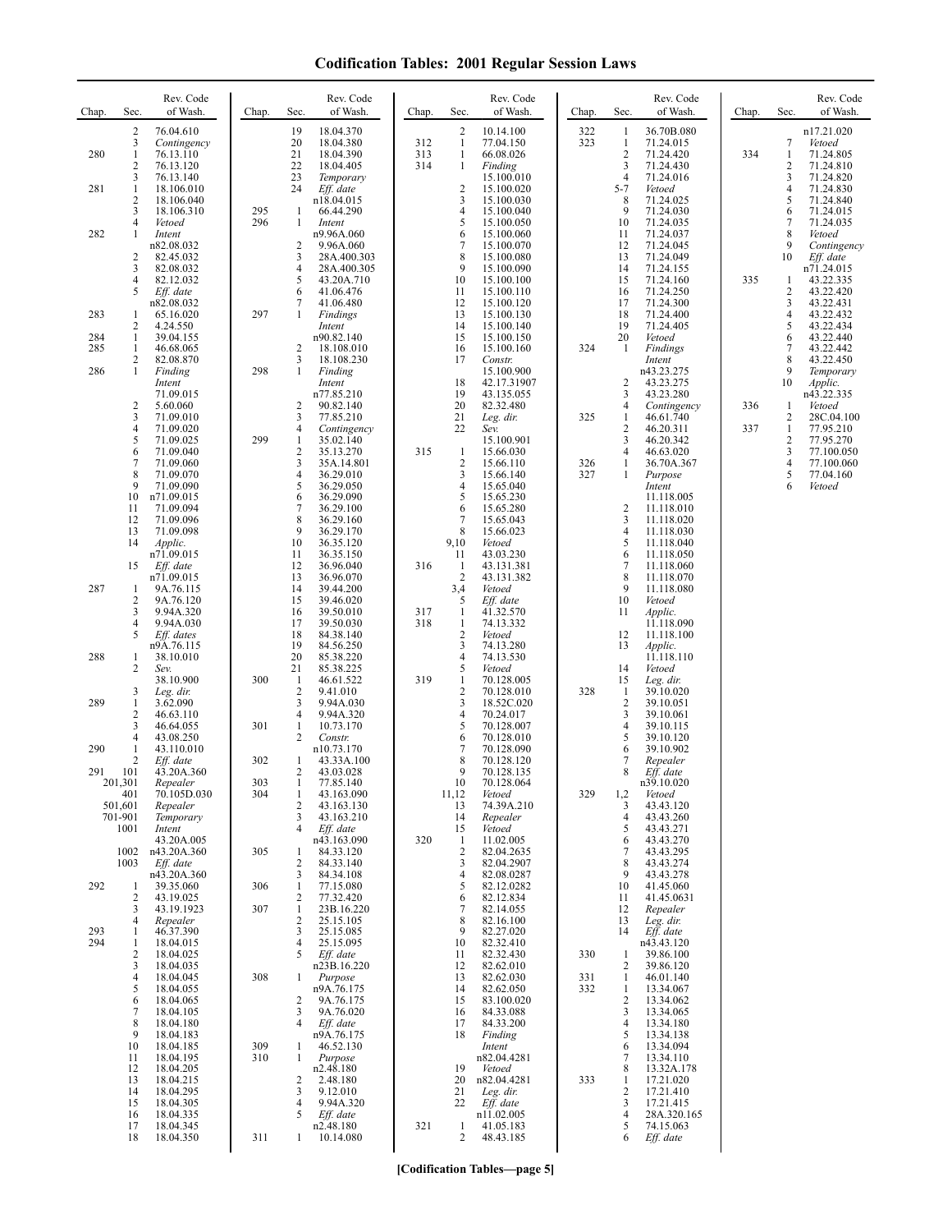# Codification Tables: 2001 Regular Session Laws

| Chap. | Sec. | Rev. Code of Wash. |
|---|---|---|
| | 2 | 76.04.610 |
| | 3 | *Contingency* |
| 280 | 1 | 76.13.110 |
| | 2 | 76.13.120 |
| | 3 | 76.13.140 |
| 281 | 1 | 18.106.010 |
| | 2 | 18.106.040 |
| | 3 | 18.106.310 |
| | 4 | *Vetoed* |
| 282 | 1 | *Intent* n82.08.032 |
| | 2 | 82.45.032 |
| | 3 | 82.08.032 |
| | 4 | 82.12.032 |
| | 5 | *Eff. date* n82.08.032 |
| 283 | 1 | 65.16.020 |
| | 2 | 4.24.550 |
| 284 | 1 | 39.04.155 |
| 285 | 1 | 46.68.065 |
| | 2 | 82.08.870 |
| 286 | 1 | *Finding Intent* 71.09.015 |
| | 2 | 5.60.060 |
| | 3 | 71.09.010 |
| | 4 | 71.09.020 |
| | 5 | 71.09.025 |
| | 6 | 71.09.040 |
| | 7 | 71.09.060 |
| | 8 | 71.09.070 |
| | 9 | 71.09.090 |
| | 10 | n71.09.015 |
| | 11 | 71.09.094 |
| | 12 | 71.09.096 |
| | 13 | 71.09.098 |
| | 14 | *Applic.* n71.09.015 |
| | 15 | *Eff. date* n71.09.015 |
| 287 | 1 | 9A.76.115 |
| | 2 | 9A.76.120 |
| | 3 | 9.94A.320 |
| | 4 | 9.94A.030 |
| | 5 | *Eff. dates* n9A.76.115 |
| 288 | 1 | 38.10.010 |
| | 2 | *Sev.* 38.10.900 |
| | 3 | *Leg. dir.* |
| 289 | 1 | 3.62.090 |
| | 2 | 46.63.110 |
| | 3 | 46.64.055 |
| | 4 | 43.08.250 |
| 290 | 1 | 43.110.010 |
| | 2 | *Eff. date* |
| 291 | 101 | 43.20A.360 |
| | 201,301 | *Repealer* |
| | 401 | 70.105D.030 |
| | 501,601 | *Repealer* |
| | 701-901 | *Temporary* |
| | 1001 | *Intent* 43.20A.005 |
| | 1002 | n43.20A.360 |
| | 1003 | *Eff. date* n43.20A.360 |
| 292 | 1 | 39.35.060 |
| | 2 | 43.19.025 |
| | 3 | 43.19.1923 |
| | 4 | *Repealer* |
| 293 | 1 | 46.37.390 |
| 294 | 1 | 18.04.015 |
| | 2 | 18.04.025 |
| | 3 | 18.04.035 |
| | 4 | 18.04.045 |
| | 5 | 18.04.055 |
| | 6 | 18.04.065 |
| | 7 | 18.04.105 |
| | 8 | 18.04.180 |
| | 9 | 18.04.183 |
| | 10 | 18.04.185 |
| | 11 | 18.04.195 |
| | 12 | 18.04.205 |
| | 13 | 18.04.215 |
| | 14 | 18.04.295 |
| | 15 | 18.04.305 |
| | 16 | 18.04.335 |
| | 17 | 18.04.345 |
| | 18 | 18.04.350 |
| | 19 | 18.04.370 |
| | 20 | 18.04.380 |
| | 21 | 18.04.390 |
| | 22 | 18.04.405 |
| | 23 | *Temporary* |
| | 24 | *Eff. date* n18.04.015 |
| 295 | 1 | 66.44.290 |
| 296 | 1 | *Intent* n9.96A.060 |
| | 2 | 9.96A.060 |
| | 3 | 28A.400.303 |
| | 4 | 28A.400.305 |
| | 5 | 43.20A.710 |
| | 6 | 41.06.476 |
| | 7 | 41.06.480 |
| 297 | 1 | *Findings Intent* n90.82.140 |
| | 2 | 18.108.010 |
| | 3 | 18.108.230 |
| 298 | 1 | *Finding Intent* n77.85.210 |
| | 2 | 90.82.140 |
| | 3 | 77.85.210 |
| | 4 | *Contingency* |
| 299 | 1 | 35.02.140 |
| | 2 | 35.13.270 |
| | 3 | 35A.14.801 |
| | 4 | 36.29.010 |
| | 5 | 36.29.050 |
| | 6 | 36.29.090 |
| | 7 | 36.29.100 |
| | 8 | 36.29.160 |
| | 9 | 36.29.170 |
| | 10 | 36.35.120 |
| | 11 | 36.35.150 |
| | 12 | 36.96.040 |
| | 13 | 36.96.070 |
| | 14 | 39.44.200 |
| | 15 | 39.46.020 |
| | 16 | 39.50.010 |
| | 17 | 39.50.030 |
| | 18 | 84.38.140 |
| | 19 | 84.56.250 |
| | 20 | 85.38.220 |
| | 21 | 85.38.225 |
| 300 | 1 | 46.61.522 |
| | 2 | 9.41.010 |
| | 3 | 9.94A.030 |
| | 4 | 9.94A.320 |
| 301 | 1 | 10.73.170 |
| | 2 | *Constr.* n10.73.170 |
| 302 | 1 | 43.33A.100 |
| | 2 | 43.03.028 |
| 303 | 1 | 77.85.140 |
| 304 | 1 | 43.163.090 |
| | 2 | 43.163.130 |
| | 3 | 43.163.210 |
| | 4 | *Eff. date* n43.163.090 |
| 305 | 1 | 84.33.120 |
| | 2 | 84.33.140 |
| | 3 | 84.34.108 |
| 306 | 1 | 77.15.080 |
| | 2 | 77.32.420 |
| 307 | 1 | 23B.16.220 |
| | 2 | 25.15.105 |
| | 3 | 25.15.085 |
| | 4 | 25.15.095 |
| | 5 | *Eff. date* n23B.16.220 |
| 308 | 1 | *Purpose* n9A.76.175 |
| | 2 | 9A.76.175 |
| | 3 | 9A.76.020 |
| | 4 | *Eff. date* n9A.76.175 |
| 309 | 1 | 46.52.130 |
| 310 | 1 | *Purpose* n2.48.180 |
| | 2 | 2.48.180 |
| | 3 | 9.12.010 |
| | 4 | 9.94A.320 |
| | 5 | *Eff. date* n2.48.180 |
| 311 | 1 | 10.14.080 |
| | 2 | 10.14.100 |
| 312 | 1 | 77.04.150 |
| 313 | 1 | 66.08.026 |
| 314 | 1 | *Finding* 15.100.010 |
| | 2 | 15.100.020 |
| | 3 | 15.100.030 |
| | 4 | 15.100.040 |
| | 5 | 15.100.050 |
| | 6 | 15.100.060 |
| | 7 | 15.100.070 |
| | 8 | 15.100.080 |
| | 9 | 15.100.090 |
| | 10 | 15.100.100 |
| | 11 | 15.100.110 |
| | 12 | 15.100.120 |
| | 13 | 15.100.130 |
| | 14 | 15.100.140 |
| | 15 | 15.100.150 |
| | 16 | 15.100.160 |
| | 17 | *Constr.* 15.100.900 |
| | 18 | 42.17.31907 |
| | 19 | 43.135.055 |
| | 20 | 82.32.480 |
| | 21 | *Leg. dir.* |
| | 22 | *Sev.* 15.100.901 |
| 315 | 1 | 15.66.030 |
| | 2 | 15.66.110 |
| | 3 | 15.66.140 |
| | 4 | 15.65.040 |
| | 5 | 15.65.230 |
| | 6 | 15.65.280 |
| | 7 | 15.65.043 |
| | 8 | 15.66.023 |
| | 9,10 | *Vetoed* |
| | 11 | 43.03.230 |
| 316 | 1 | 43.131.381 |
| | 2 | 43.131.382 |
| | 3,4 | *Vetoed* |
| | 5 | *Eff. date* |
| 317 | 1 | 41.32.570 |
| 318 | 1 | 74.13.332 |
| | 2 | *Vetoed* |
| | 3 | 74.13.280 |
| | 4 | 74.13.530 |
| | 5 | *Vetoed* |
| 319 | 1 | 70.128.005 |
| | 2 | 70.128.010 |
| | 3 | 18.52C.020 |
| | 4 | 70.24.017 |
| | 5 | 70.128.007 |
| | 6 | 70.128.010 |
| | 7 | 70.128.090 |
| | 8 | 70.128.120 |
| | 9 | 70.128.135 |
| | 10 | 70.128.064 |
| | 11,12 | *Vetoed* |
| | 13 | 74.39A.210 |
| | 14 | *Repealer* |
| | 15 | *Vetoed* |
| 320 | 1 | 11.02.005 |
| | 2 | 82.04.2635 |
| | 3 | 82.04.2907 |
| | 4 | 82.08.0287 |
| | 5 | 82.12.0282 |
| | 6 | 82.12.834 |
| | 7 | 82.14.055 |
| | 8 | 82.16.100 |
| | 9 | 82.27.020 |
| | 10 | 82.32.410 |
| | 11 | 82.32.430 |
| | 12 | 82.62.010 |
| | 13 | 82.62.030 |
| | 14 | 82.62.050 |
| | 15 | 83.100.020 |
| | 16 | 84.33.088 |
| | 17 | 84.33.200 |
| | 18 | *Finding Intent* n82.04.4281 |
| | 19 | *Vetoed* |
| | 20 | n82.04.4281 |
| | 21 | *Leg. dir.* |
| | 22 | *Eff. date* n11.02.005 |
| 321 | 1 | 41.05.183 |
| | 2 | 48.43.185 |
| 322 | 1 | 36.70B.080 |
| 323 | 1 | 71.24.015 |
| | 2 | 71.24.420 |
| | 3 | 71.24.430 |
| | 4 | 71.24.016 |
| | 5-7 | *Vetoed* |
| | 8 | 71.24.025 |
| | 9 | 71.24.030 |
| | 10 | 71.24.035 |
| | 11 | 71.24.037 |
| | 12 | 71.24.045 |
| | 13 | 71.24.049 |
| | 14 | 71.24.155 |
| | 15 | 71.24.160 |
| | 16 | 71.24.250 |
| | 17 | 71.24.300 |
| | 18 | 71.24.400 |
| | 19 | 71.24.405 |
| | 20 | *Vetoed* |
| 324 | 1 | *Findings Intent* n43.23.275 |
| | 2 | 43.23.275 |
| | 3 | 43.23.280 |
| | 4 | *Contingency* |
| 325 | 1 | 46.61.740 |
| | 2 | 46.20.311 |
| | 3 | 46.20.342 |
| | 4 | 46.63.020 |
| 326 | 1 | 36.70A.367 |
| 327 | 1 | *Purpose Intent* 11.118.005 |
| | 2 | 11.118.010 |
| | 3 | 11.118.020 |
| | 4 | 11.118.030 |
| | 5 | 11.118.040 |
| | 6 | 11.118.050 |
| | 7 | 11.118.060 |
| | 8 | 11.118.070 |
| | 9 | 11.118.080 |
| | 10 | *Vetoed* |
| | 11 | *Applic.* 11.118.090 |
| | 12 | 11.118.100 |
| | 13 | *Applic.* 11.118.110 |
| | 14 | *Vetoed* |
| | 15 | *Leg. dir.* |
| 328 | 1 | 39.10.020 |
| | 2 | 39.10.051 |
| | 3 | 39.10.061 |
| | 4 | 39.10.115 |
| | 5 | 39.10.120 |
| | 6 | 39.10.902 |
| | 7 | *Repealer* |
| | 8 | *Eff. date* n39.10.020 |
| 329 | 1,2 | *Vetoed* |
| | 3 | 43.43.120 |
| | 4 | 43.43.260 |
| | 5 | 43.43.271 |
| | 6 | 43.43.270 |
| | 7 | 43.43.295 |
| | 8 | 43.43.274 |
| | 9 | 43.43.278 |
| | 10 | 41.45.060 |
| | 11 | 41.45.0631 |
| | 12 | *Repealer* |
| | 13 | *Leg. dir.* |
| | 14 | *Eff. date* n43.43.120 |
| 330 | 1 | 39.86.100 |
| | 2 | 39.86.120 |
| 331 | 1 | 46.01.140 |
| 332 | 1 | 13.34.067 |
| | 2 | 13.34.062 |
| | 3 | 13.34.065 |
| | 4 | 13.34.180 |
| | 5 | 13.34.138 |
| | 6 | 13.34.094 |
| | 7 | 13.34.110 |
| | 8 | 13.32A.178 |
| 333 | 1 | 17.21.020 |
| | 2 | 17.21.410 |
| | 3 | 17.21.415 |
| | 4 | 28A.320.165 |
| | 5 | 74.15.063 |
| | 6 | *Eff. date* n17.21.020 |
| | 7 | *Vetoed* |
| 334 | 1 | 71.24.805 |
| | 2 | 71.24.810 |
| | 3 | 71.24.820 |
| | 4 | 71.24.830 |
| | 5 | 71.24.840 |
| | 6 | 71.24.015 |
| | 7 | 71.24.035 |
| | 8 | *Vetoed* |
| | 9 | *Contingency* |
| | 10 | *Eff. date* n71.24.015 |
| 335 | 1 | 43.22.335 |
| | 2 | 43.22.420 |
| | 3 | 43.22.431 |
| | 4 | 43.22.432 |
| | 5 | 43.22.434 |
| | 6 | 43.22.440 |
| | 7 | 43.22.442 |
| | 8 | 43.22.450 |
| | 9 | *Temporary* |
| | 10 | *Applic.* n43.22.335 |
| 336 | 1 | *Vetoed* |
| | 2 | 28C.04.100 |
| 337 | 1 | 77.95.210 |
| | 2 | 77.95.270 |
| | 3 | 77.100.050 |
| | 4 | 77.100.060 |
| | 5 | 77.04.160 |
| | 6 | *Vetoed* |